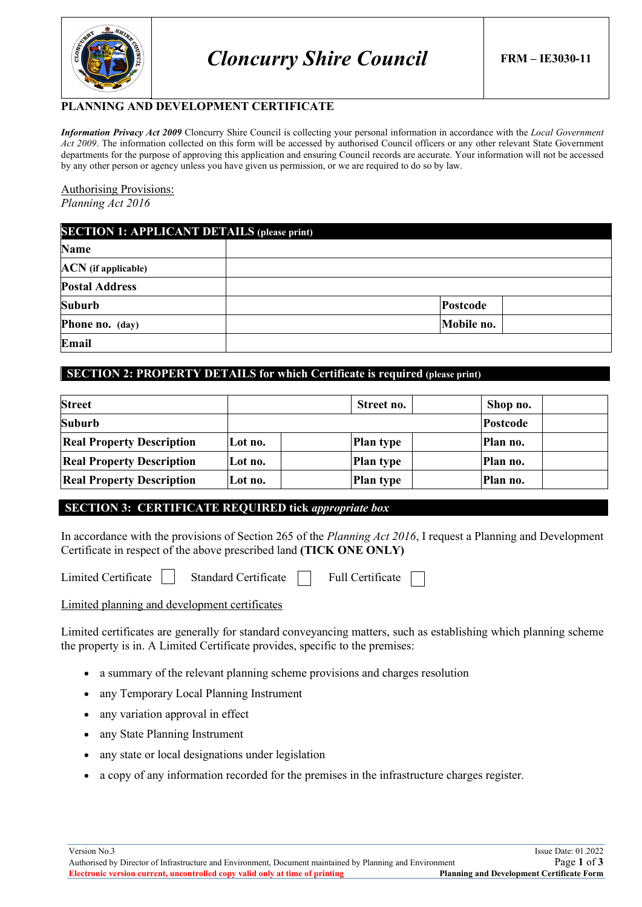| Cloncurry Shire Council | FRM – IE3030-11 |
|---|---|

## PLANNING AND DEVELOPMENT CERTIFICATE

***Information Privacy Act 2009*** Cloncurry Shire Council is collecting your personal information in accordance with the *Local Government Act 2009*. The information collected on this form will be accessed by authorised Council officers or any other relevant State Government departments for the purpose of approving this application and ensuring Council records are accurate. Your information will not be accessed by any other person or agency unless you have given us permission, or we are required to do so by law.

Authorising Provisions:
*Planning Act 2016*

### SECTION 1: APPLICANT DETAILS (please print)

| | | | |
|---|---|---|---|
| **Name** | | | |
| **ACN (if applicable)** | | | |
| **Postal Address** | | | |
| **Suburb** | | **Postcode** | |
| **Phone no. (day)** | | **Mobile no.** | |
| **Email** | | | |

### SECTION 2: PROPERTY DETAILS for which Certificate is required (please print)

| | | | | | | | |
|---|---|---|---|---|---|---|---|
| **Street** | | | **Street no.** | | **Shop no.** | | |
| **Suburb** | | | | | **Postcode** | | |
| **Real Property Description** | **Lot no.** | | **Plan type** | | **Plan no.** | | |
| **Real Property Description** | **Lot no.** | | **Plan type** | | **Plan no.** | | |
| **Real Property Description** | **Lot no.** | | **Plan type** | | **Plan no.** | | |

### SECTION 3: CERTIFICATE REQUIRED tick *appropriate box*

In accordance with the provisions of Section 265 of the *Planning Act 2016*, I request a Planning and Development Certificate in respect of the above prescribed land **(TICK ONE ONLY)**

Limited Certificate ☐ Standard Certificate ☐ Full Certificate ☐

Limited planning and development certificates

Limited certificates are generally for standard conveyancing matters, such as establishing which planning scheme the property is in. A Limited Certificate provides, specific to the premises:

- a summary of the relevant planning scheme provisions and charges resolution
- any Temporary Local Planning Instrument
- any variation approval in effect
- any State Planning Instrument
- any state or local designations under legislation
- a copy of any information recorded for the premises in the infrastructure charges register.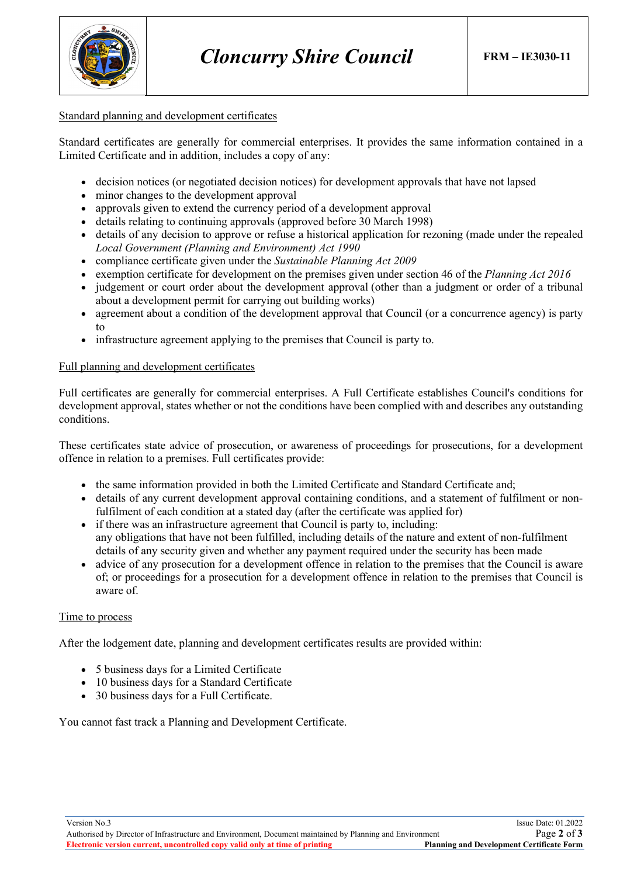Standard planning and development certificates

Standard certificates are generally for commercial enterprises. It provides the same information contained in a Limited Certificate and in addition, includes a copy of any:

- decision notices (or negotiated decision notices) for development approvals that have not lapsed
- minor changes to the development approval
- approvals given to extend the currency period of a development approval
- details relating to continuing approvals (approved before 30 March 1998)
- details of any decision to approve or refuse a historical application for rezoning (made under the repealed *Local Government (Planning and Environment) Act 1990*
- compliance certificate given under the *Sustainable Planning Act 2009*
- exemption certificate for development on the premises given under section 46 of the *Planning Act 2016*
- judgement or court order about the development approval (other than a judgment or order of a tribunal about a development permit for carrying out building works)
- agreement about a condition of the development approval that Council (or a concurrence agency) is party to
- infrastructure agreement applying to the premises that Council is party to.

Full planning and development certificates

Full certificates are generally for commercial enterprises. A Full Certificate establishes Council's conditions for development approval, states whether or not the conditions have been complied with and describes any outstanding conditions.

These certificates state advice of prosecution, or awareness of proceedings for prosecutions, for a development offence in relation to a premises. Full certificates provide:

- the same information provided in both the Limited Certificate and Standard Certificate and;
- details of any current development approval containing conditions, and a statement of fulfilment or non-fulfilment of each condition at a stated day (after the certificate was applied for)
- if there was an infrastructure agreement that Council is party to, including:
  any obligations that have not been fulfilled, including details of the nature and extent of non-fulfilment
  details of any security given and whether any payment required under the security has been made
- advice of any prosecution for a development offence in relation to the premises that the Council is aware of; or proceedings for a prosecution for a development offence in relation to the premises that Council is aware of.

Time to process

After the lodgement date, planning and development certificates results are provided within:

- 5 business days for a Limited Certificate
- 10 business days for a Standard Certificate
- 30 business days for a Full Certificate.

You cannot fast track a Planning and Development Certificate.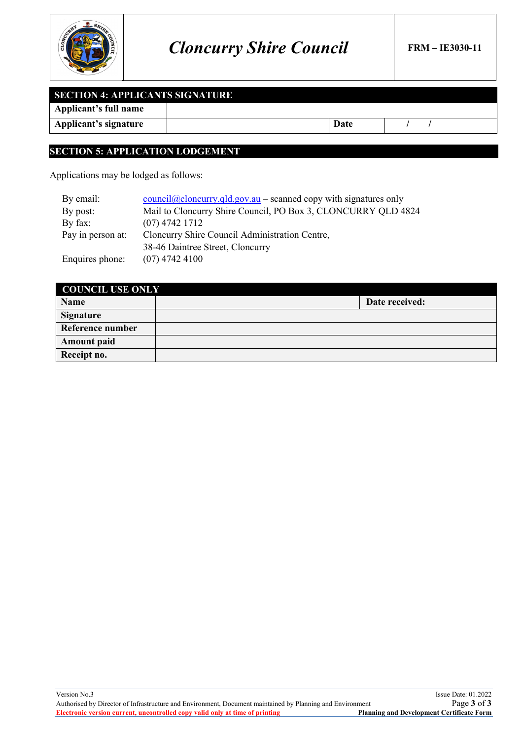Cloncurry Shire Council

FRM – IE3030-11

## SECTION 4: APPLICANTS SIGNATURE

| | | | |
|---|---|---|---|
| **Applicant's full name** | | | |
| **Applicant's signature** | | **Date** | / / |

## SECTION 5: APPLICATION LODGEMENT

Applications may be lodged as follows:

| | |
|---|---|
| By email: | council@cloncurry.qld.gov.au – scanned copy with signatures only |
| By post: | Mail to Cloncurry Shire Council, PO Box 3, CLONCURRY QLD 4824 |
| By fax: | (07) 4742 1712 |
| Pay in person at: | Cloncurry Shire Council Administration Centre, 38-46 Daintree Street, Cloncurry |
| Enquires phone: | (07) 4742 4100 |

## COUNCIL USE ONLY

| | | |
|---|---|---|
| **Name** | | **Date received:** |
| **Signature** | | |
| **Reference number** | | |
| **Amount paid** | | |
| **Receipt no.** | | |

Version No.3
Issue Date: 01.2022
Authorised by Director of Infrastructure and Environment, Document maintained by Planning and Environment
**Electronic version current, uncontrolled copy valid only at time of printing**
**Planning and Development Certificate Form**